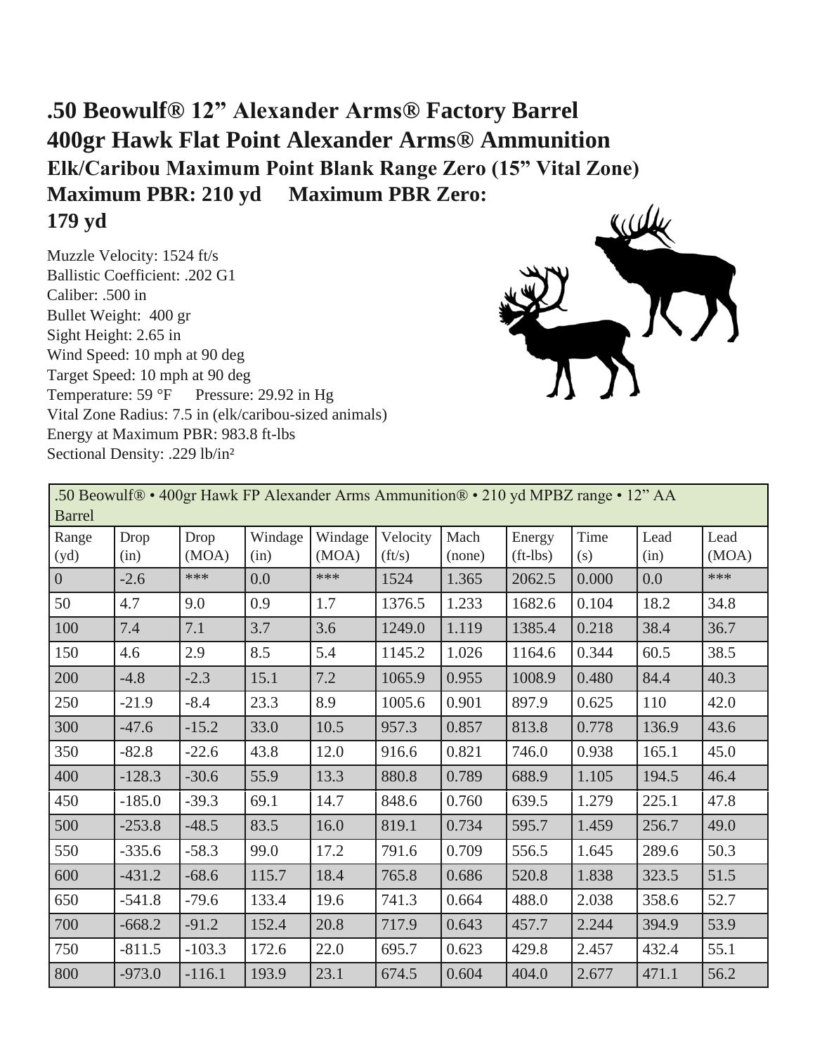# .50 Beowulf® 12” Alexander Arms® Factory Barrel

# 400gr Hawk Flat Point Alexander Arms® Ammunition

## Elk/Caribou Maximum Point Blank Range Zero (15” Vital Zone)

## Maximum PBR: 210 yd     Maximum PBR Zero: 179 yd

Muzzle Velocity: 1524 ft/s
Ballistic Coefficient: .202 G1
Caliber: .500 in
Bullet Weight: 400 gr
Sight Height: 2.65 in
Wind Speed: 10 mph at 90 deg
Target Speed: 10 mph at 90 deg
Temperature: 59 °F     Pressure: 29.92 in Hg
Vital Zone Radius: 7.5 in (elk/caribou-sized animals)
Energy at Maximum PBR: 983.8 ft-lbs
Sectional Density: .229 lb/in²

| .50 Beowulf® • 400gr Hawk FP Alexander Arms Ammunition® • 210 yd MPBZ range • 12” AA Barrel | | | | | | | | | | |
|---|---|---|---|---|---|---|---|---|---|---|
| Range (yd) | Drop (in) | Drop (MOA) | Windage (in) | Windage (MOA) | Velocity (ft/s) | Mach (none) | Energy (ft-lbs) | Time (s) | Lead (in) | Lead (MOA) |
| 0 | -2.6 | *** | 0.0 | *** | 1524 | 1.365 | 2062.5 | 0.000 | 0.0 | *** |
| 50 | 4.7 | 9.0 | 0.9 | 1.7 | 1376.5 | 1.233 | 1682.6 | 0.104 | 18.2 | 34.8 |
| 100 | 7.4 | 7.1 | 3.7 | 3.6 | 1249.0 | 1.119 | 1385.4 | 0.218 | 38.4 | 36.7 |
| 150 | 4.6 | 2.9 | 8.5 | 5.4 | 1145.2 | 1.026 | 1164.6 | 0.344 | 60.5 | 38.5 |
| 200 | -4.8 | -2.3 | 15.1 | 7.2 | 1065.9 | 0.955 | 1008.9 | 0.480 | 84.4 | 40.3 |
| 250 | -21.9 | -8.4 | 23.3 | 8.9 | 1005.6 | 0.901 | 897.9 | 0.625 | 110 | 42.0 |
| 300 | -47.6 | -15.2 | 33.0 | 10.5 | 957.3 | 0.857 | 813.8 | 0.778 | 136.9 | 43.6 |
| 350 | -82.8 | -22.6 | 43.8 | 12.0 | 916.6 | 0.821 | 746.0 | 0.938 | 165.1 | 45.0 |
| 400 | -128.3 | -30.6 | 55.9 | 13.3 | 880.8 | 0.789 | 688.9 | 1.105 | 194.5 | 46.4 |
| 450 | -185.0 | -39.3 | 69.1 | 14.7 | 848.6 | 0.760 | 639.5 | 1.279 | 225.1 | 47.8 |
| 500 | -253.8 | -48.5 | 83.5 | 16.0 | 819.1 | 0.734 | 595.7 | 1.459 | 256.7 | 49.0 |
| 550 | -335.6 | -58.3 | 99.0 | 17.2 | 791.6 | 0.709 | 556.5 | 1.645 | 289.6 | 50.3 |
| 600 | -431.2 | -68.6 | 115.7 | 18.4 | 765.8 | 0.686 | 520.8 | 1.838 | 323.5 | 51.5 |
| 650 | -541.8 | -79.6 | 133.4 | 19.6 | 741.3 | 0.664 | 488.0 | 2.038 | 358.6 | 52.7 |
| 700 | -668.2 | -91.2 | 152.4 | 20.8 | 717.9 | 0.643 | 457.7 | 2.244 | 394.9 | 53.9 |
| 750 | -811.5 | -103.3 | 172.6 | 22.0 | 695.7 | 0.623 | 429.8 | 2.457 | 432.4 | 55.1 |
| 800 | -973.0 | -116.1 | 193.9 | 23.1 | 674.5 | 0.604 | 404.0 | 2.677 | 471.1 | 56.2 |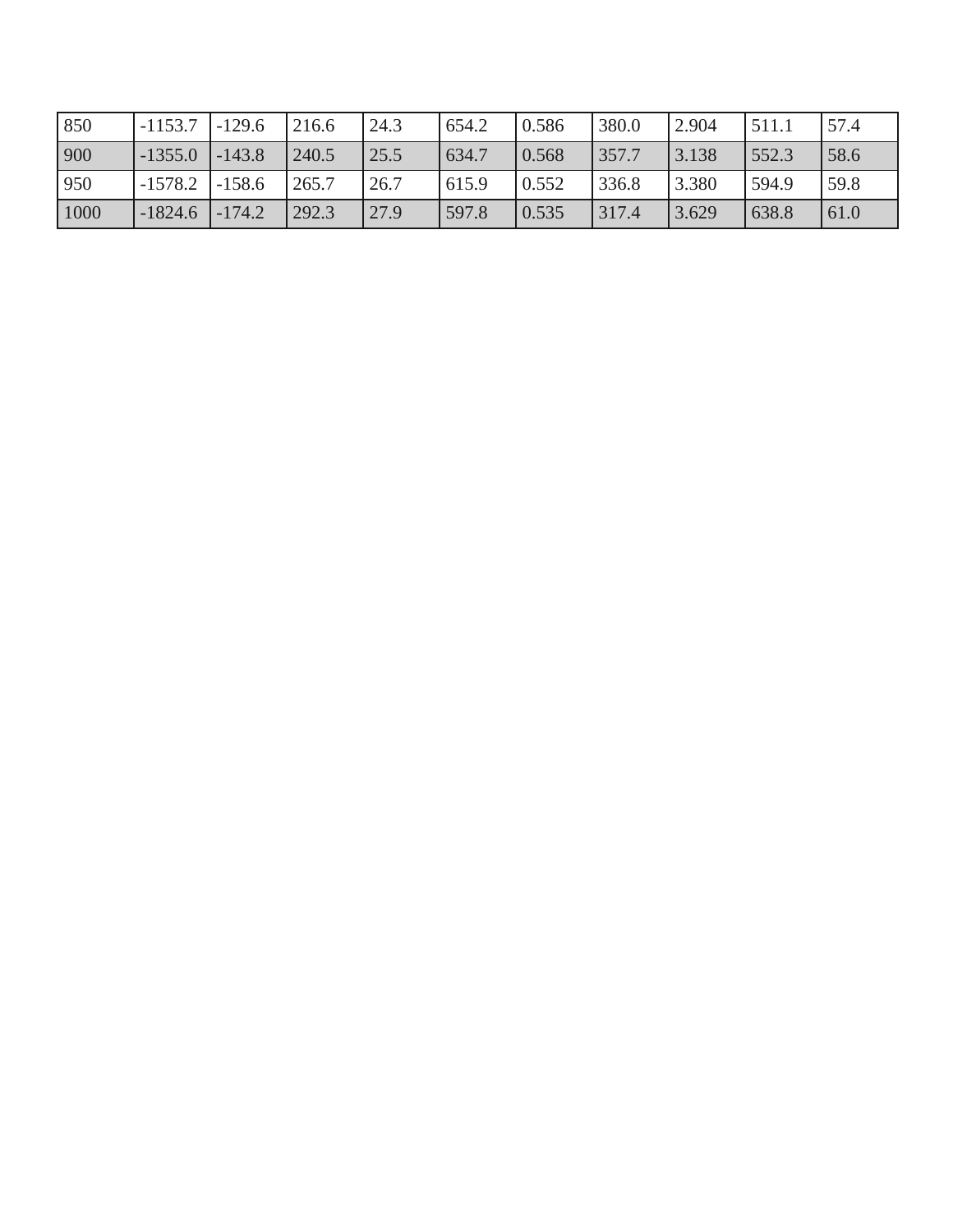| | | | | | | | | | | |
|---|---|---|---|---|---|---|---|---|---|---|
| 850 | -1153.7 | -129.6 | 216.6 | 24.3 | 654.2 | 0.586 | 380.0 | 2.904 | 511.1 | 57.4 |
| 900 | -1355.0 | -143.8 | 240.5 | 25.5 | 634.7 | 0.568 | 357.7 | 3.138 | 552.3 | 58.6 |
| 950 | -1578.2 | -158.6 | 265.7 | 26.7 | 615.9 | 0.552 | 336.8 | 3.380 | 594.9 | 59.8 |
| 1000 | -1824.6 | -174.2 | 292.3 | 27.9 | 597.8 | 0.535 | 317.4 | 3.629 | 638.8 | 61.0 |